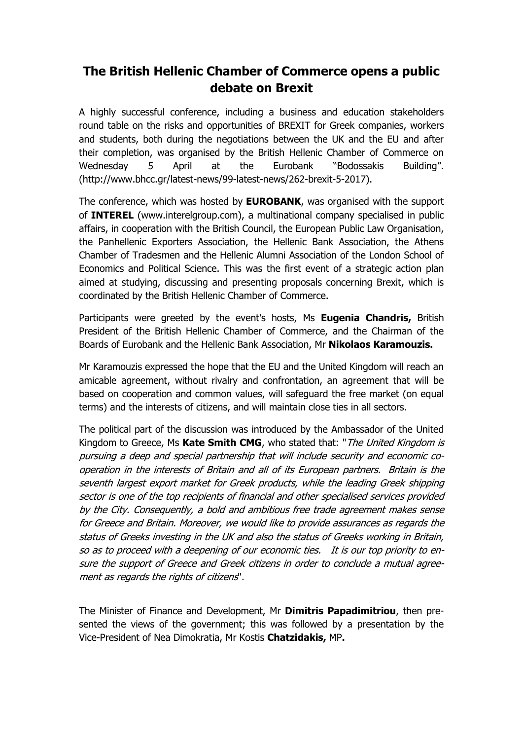# The British Hellenic Chamber of Commerce opens a public debate on Brexit

A highly successful conference, including a business and education stakeholders round table on the risks and opportunities of BREXIT for Greek companies, workers and students, both during the negotiations between the UK and the EU and after their completion, was organised by the British Hellenic Chamber of Commerce on Wednesday 5 April at the Eurobank "Bodossakis Building". (http://www.bhcc.gr/latest-news/99-latest-news/262-brexit-5-2017).

The conference, which was hosted by **EUROBANK**, was organised with the support of **INTEREL** (www.interelgroup.com), a multinational company specialised in public affairs, in cooperation with the British Council, the European Public Law Organisation, the Panhellenic Exporters Association, the Hellenic Bank Association, the Athens Chamber of Tradesmen and the Hellenic Alumni Association of the London School of Economics and Political Science. This was the first event of a strategic action plan aimed at studying, discussing and presenting proposals concerning Brexit, which is coordinated by the British Hellenic Chamber of Commerce.

Participants were greeted by the event's hosts, Ms **Eugenia Chandris,** British President of the British Hellenic Chamber of Commerce, and the Chairman of the Boards of Eurobank and the Hellenic Bank Association, Mr **Nikolaos Karamouzis.**

Mr Karamouzis expressed the hope that the EU and the United Kingdom will reach an amicable agreement, without rivalry and confrontation, an agreement that will be based on cooperation and common values, will safeguard the free market (on equal terms) and the interests of citizens, and will maintain close ties in all sectors.

The political part of the discussion was introduced by the Ambassador of the United Kingdom to Greece, Ms **Kate Smith CMG**, who stated that: "*The United Kingdom is pursuing a deep and special partnership that will include security and economic co-operation in the interests of Britain and all of its European partners. Britain is the seventh largest export market for Greek products, while the leading Greek shipping sector is one of the top recipients of financial and other specialised services provided by the City. Consequently, a bold and ambitious free trade agreement makes sense for Greece and Britain. Moreover, we would like to provide assurances as regards the status of Greeks investing in the UK and also the status of Greeks working in Britain, so as to proceed with a deepening of our economic ties. It is our top priority to ensure the support of Greece and Greek citizens in order to conclude a mutual agreement as regards the rights of citizens*".

The Minister of Finance and Development, Mr **Dimitris Papadimitriou**, then presented the views of the government; this was followed by a presentation by the Vice-President of Nea Dimokratia, Mr Kostis **Chatzidakis,** MP**.**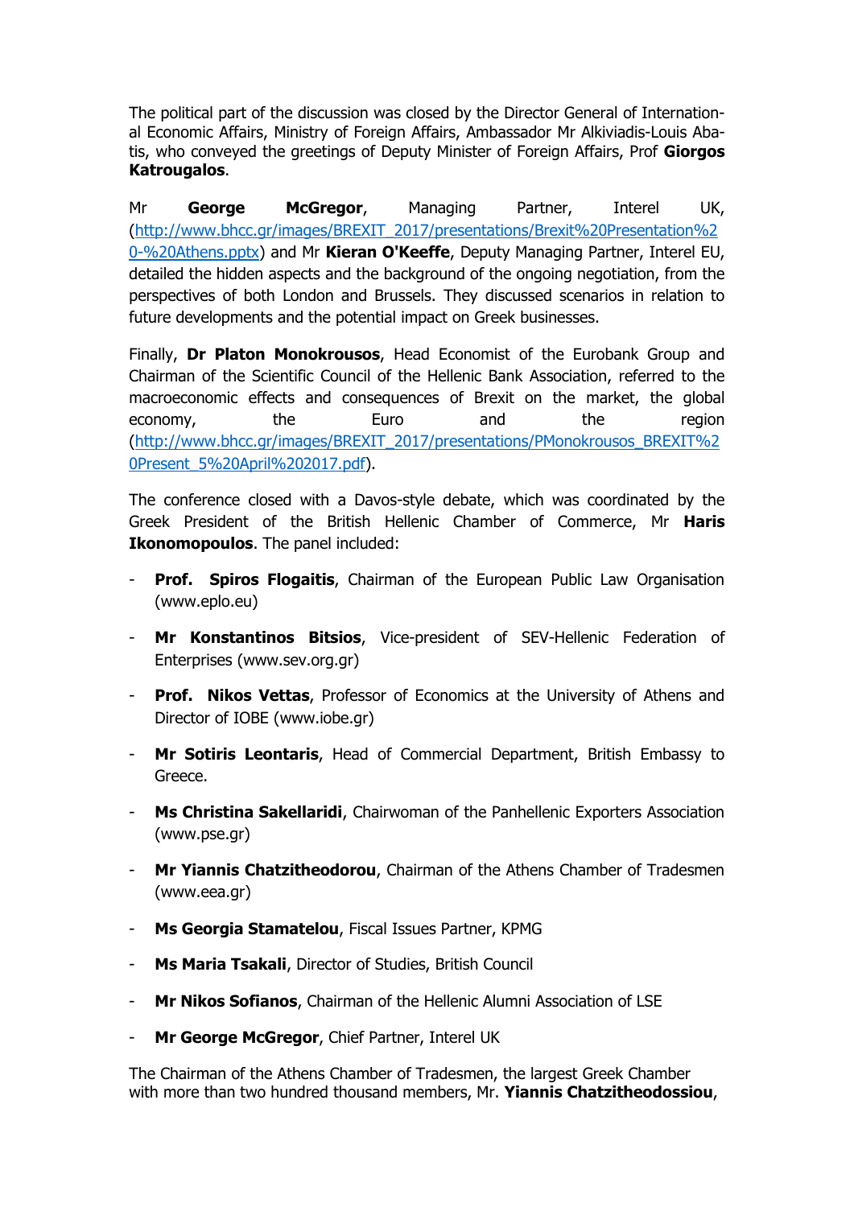The political part of the discussion was closed by the Director General of International Economic Affairs, Ministry of Foreign Affairs, Ambassador Mr Alkiviadis-Louis Abatis, who conveyed the greetings of Deputy Minister of Foreign Affairs, Prof **Giorgos Katrougalos**.

Mr **George McGregor**, Managing Partner, Interel UK, (http://www.bhcc.gr/images/BREXIT_2017/presentations/Brexit%20Presentation%20-%20Athens.pptx) and Mr **Kieran O'Keeffe**, Deputy Managing Partner, Interel EU, detailed the hidden aspects and the background of the ongoing negotiation, from the perspectives of both London and Brussels. They discussed scenarios in relation to future developments and the potential impact on Greek businesses.

Finally, **Dr Platon Monokrousos**, Head Economist of the Eurobank Group and Chairman of the Scientific Council of the Hellenic Bank Association, referred to the macroeconomic effects and consequences of Brexit on the market, the global economy, the Euro and the region (http://www.bhcc.gr/images/BREXIT_2017/presentations/PMonokrousos_BREXIT%20Present_5%20April%202017.pdf).

The conference closed with a Davos-style debate, which was coordinated by the Greek President of the British Hellenic Chamber of Commerce, Mr **Haris Ikonomopoulos**. The panel included:

- **Prof. Spiros Flogaitis**, Chairman of the European Public Law Organisation (www.eplo.eu)
- **Mr Konstantinos Bitsios**, Vice-president of SEV-Hellenic Federation of Enterprises (www.sev.org.gr)
- **Prof. Nikos Vettas**, Professor of Economics at the University of Athens and Director of IOBE (www.iobe.gr)
- **Mr Sotiris Leontaris**, Head of Commercial Department, British Embassy to Greece.
- **Ms Christina Sakellaridi**, Chairwoman of the Panhellenic Exporters Association (www.pse.gr)
- **Mr Yiannis Chatzitheodorou**, Chairman of the Athens Chamber of Tradesmen (www.eea.gr)
- **Ms Georgia Stamatelou**, Fiscal Issues Partner, KPMG
- **Ms Maria Tsakali**, Director of Studies, British Council
- **Mr Nikos Sofianos**, Chairman of the Hellenic Alumni Association of LSE
- **Mr George McGregor**, Chief Partner, Interel UK

The Chairman of the Athens Chamber of Tradesmen, the largest Greek Chamber with more than two hundred thousand members, Mr. **Yiannis Chatzitheodossiou**,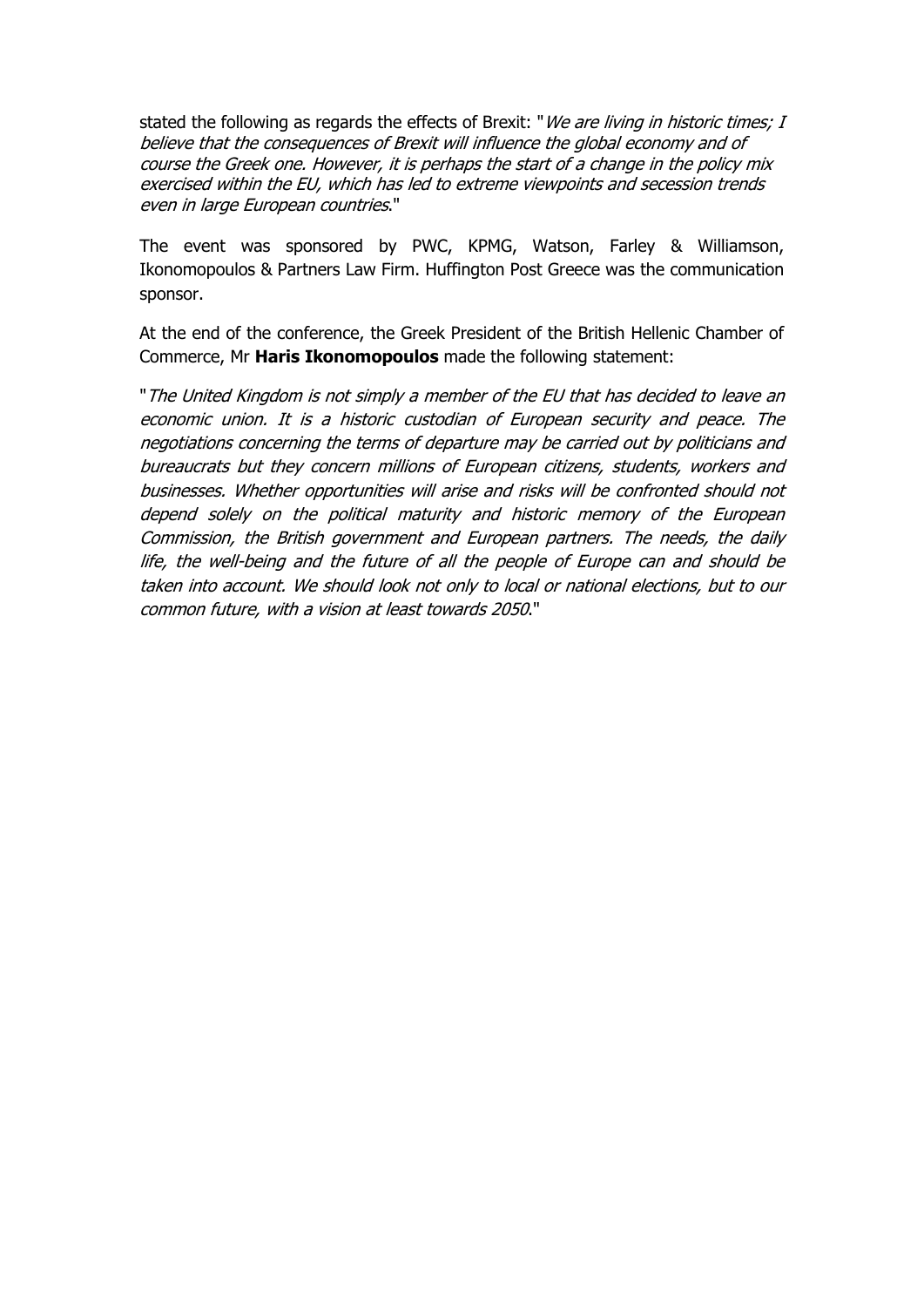stated the following as regards the effects of Brexit: "*We are living in historic times; I believe that the consequences of Brexit will influence the global economy and of course the Greek one. However, it is perhaps the start of a change in the policy mix exercised within the EU, which has led to extreme viewpoints and secession trends even in large European countries*."

The event was sponsored by PWC, KPMG, Watson, Farley & Williamson, Ikonomopoulos & Partners Law Firm. Huffington Post Greece was the communication sponsor.

At the end of the conference, the Greek President of the British Hellenic Chamber of Commerce, Mr **Haris Ikonomopoulos** made the following statement:

"*The United Kingdom is not simply a member of the EU that has decided to leave an economic union. It is a historic custodian of European security and peace. The negotiations concerning the terms of departure may be carried out by politicians and bureaucrats but they concern millions of European citizens, students, workers and businesses. Whether opportunities will arise and risks will be confronted should not depend solely on the political maturity and historic memory of the European Commission, the British government and European partners. The needs, the daily life, the well-being and the future of all the people of Europe can and should be taken into account. We should look not only to local or national elections, but to our common future, with a vision at least towards 2050*."